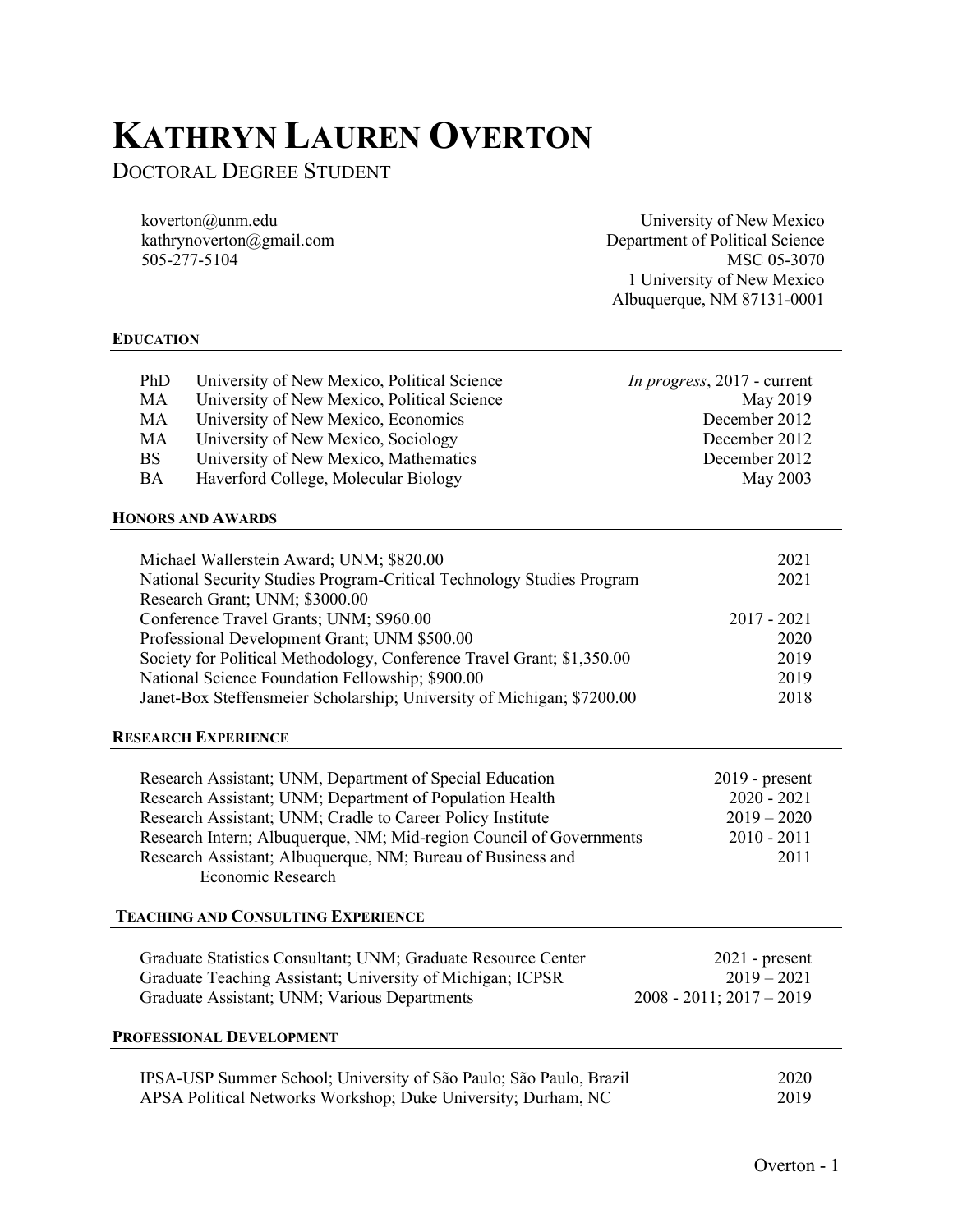# KATHRYN LAUREN OVERTON

DOCTORAL DEGREE STUDENT

koverton@unm.edu
kathrynoverton@gmail.com
505-277-5104

University of New Mexico
Department of Political Science
MSC 05-3070
1 University of New Mexico
Albuquerque, NM 87131-0001

## EDUCATION

| | | |
|---|---|---|
| PhD | University of New Mexico, Political Science | *In progress*, 2017 - current |
| MA | University of New Mexico, Political Science | May 2019 |
| MA | University of New Mexico, Economics | December 2012 |
| MA | University of New Mexico, Sociology | December 2012 |
| BS | University of New Mexico, Mathematics | December 2012 |
| BA | Haverford College, Molecular Biology | May 2003 |

## HONORS AND AWARDS

| | |
|---|---|
| Michael Wallerstein Award; UNM; $820.00 | 2021 |
| National Security Studies Program-Critical Technology Studies Program Research Grant; UNM; $3000.00 | 2021 |
| Conference Travel Grants; UNM; $960.00 | 2017 - 2021 |
| Professional Development Grant; UNM $500.00 | 2020 |
| Society for Political Methodology, Conference Travel Grant; $1,350.00 | 2019 |
| National Science Foundation Fellowship; $900.00 | 2019 |
| Janet-Box Steffensmeier Scholarship; University of Michigan; $7200.00 | 2018 |

## RESEARCH EXPERIENCE

| | |
|---|---|
| Research Assistant; UNM, Department of Special Education | 2019 - present |
| Research Assistant; UNM; Department of Population Health | 2020 - 2021 |
| Research Assistant; UNM; Cradle to Career Policy Institute | 2019 – 2020 |
| Research Intern; Albuquerque, NM; Mid-region Council of Governments | 2010 - 2011 |
| Research Assistant; Albuquerque, NM; Bureau of Business and Economic Research | 2011 |

## TEACHING AND CONSULTING EXPERIENCE

| | |
|---|---|
| Graduate Statistics Consultant; UNM; Graduate Resource Center | 2021 - present |
| Graduate Teaching Assistant; University of Michigan; ICPSR | 2019 – 2021 |
| Graduate Assistant; UNM; Various Departments | 2008 - 2011; 2017 – 2019 |

## PROFESSIONAL DEVELOPMENT

| | |
|---|---|
| IPSA-USP Summer School; University of São Paulo; São Paulo, Brazil | 2020 |
| APSA Political Networks Workshop; Duke University; Durham, NC | 2019 |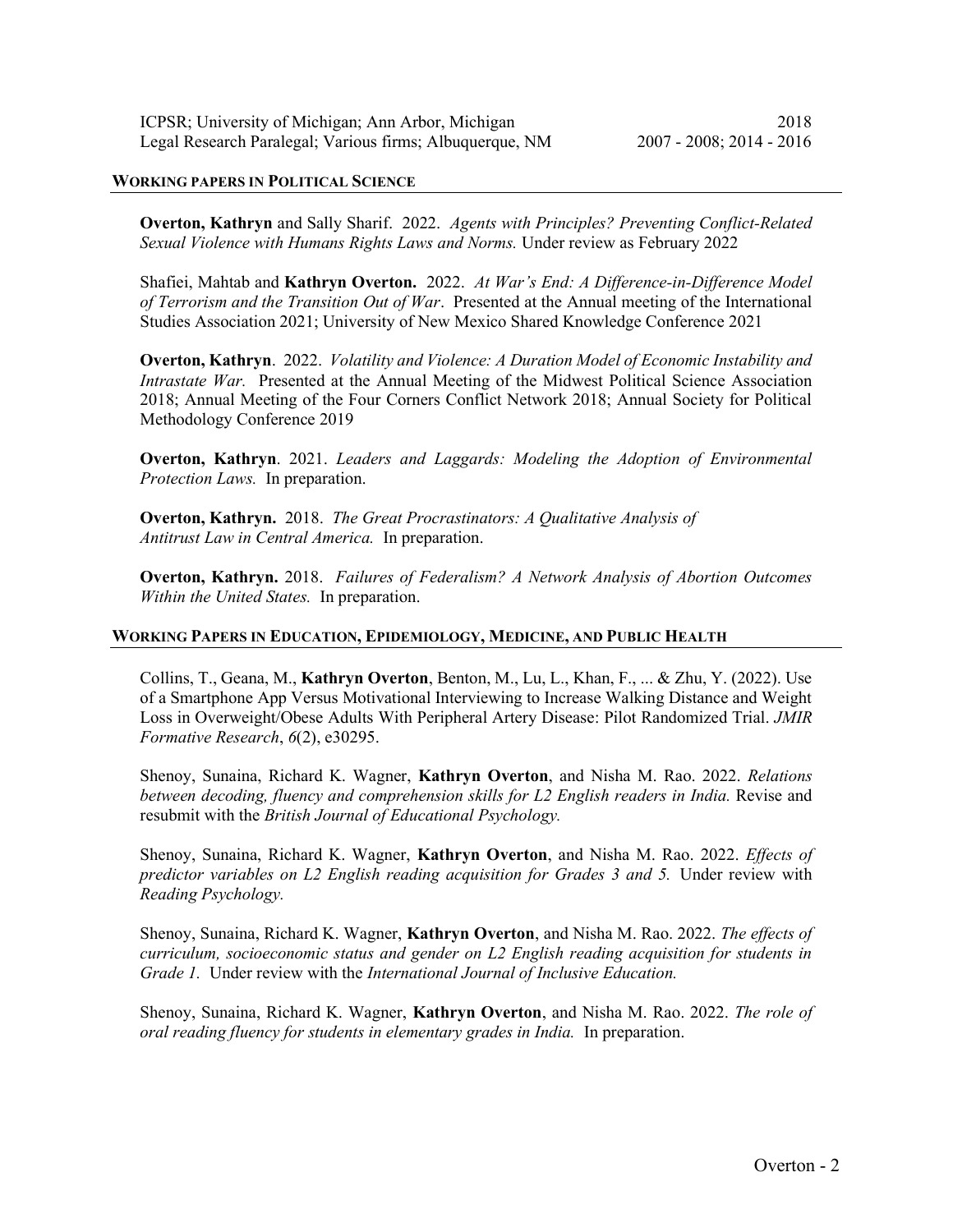ICPSR; University of Michigan; Ann Arbor, Michigan 2018
Legal Research Paralegal; Various firms; Albuquerque, NM 2007 - 2008; 2014 - 2016

## WORKING PAPERS IN POLITICAL SCIENCE

**Overton, Kathryn** and Sally Sharif. 2022. *Agents with Principles? Preventing Conflict-Related Sexual Violence with Humans Rights Laws and Norms.* Under review as February 2022

Shafiei, Mahtab and **Kathryn Overton.** 2022. *At War's End: A Difference-in-Difference Model of Terrorism and the Transition Out of War*. Presented at the Annual meeting of the International Studies Association 2021; University of New Mexico Shared Knowledge Conference 2021

**Overton, Kathryn**. 2022. *Volatility and Violence: A Duration Model of Economic Instability and Intrastate War.* Presented at the Annual Meeting of the Midwest Political Science Association 2018; Annual Meeting of the Four Corners Conflict Network 2018; Annual Society for Political Methodology Conference 2019

**Overton, Kathryn**. 2021. *Leaders and Laggards: Modeling the Adoption of Environmental Protection Laws.* In preparation.

**Overton, Kathryn.** 2018. *The Great Procrastinators: A Qualitative Analysis of Antitrust Law in Central America.* In preparation.

**Overton, Kathryn.** 2018. *Failures of Federalism? A Network Analysis of Abortion Outcomes Within the United States.* In preparation.

## WORKING PAPERS IN EDUCATION, EPIDEMIOLOGY, MEDICINE, AND PUBLIC HEALTH

Collins, T., Geana, M., **Kathryn Overton**, Benton, M., Lu, L., Khan, F., ... & Zhu, Y. (2022). Use of a Smartphone App Versus Motivational Interviewing to Increase Walking Distance and Weight Loss in Overweight/Obese Adults With Peripheral Artery Disease: Pilot Randomized Trial. *JMIR Formative Research*, *6*(2), e30295.

Shenoy, Sunaina, Richard K. Wagner, **Kathryn Overton**, and Nisha M. Rao. 2022. *Relations between decoding, fluency and comprehension skills for L2 English readers in India.* Revise and resubmit with the *British Journal of Educational Psychology.*

Shenoy, Sunaina, Richard K. Wagner, **Kathryn Overton**, and Nisha M. Rao. 2022. *Effects of predictor variables on L2 English reading acquisition for Grades 3 and 5.* Under review with *Reading Psychology.*

Shenoy, Sunaina, Richard K. Wagner, **Kathryn Overton**, and Nisha M. Rao. 2022. *The effects of curriculum, socioeconomic status and gender on L2 English reading acquisition for students in Grade 1.* Under review with the *International Journal of Inclusive Education.*

Shenoy, Sunaina, Richard K. Wagner, **Kathryn Overton**, and Nisha M. Rao. 2022. *The role of oral reading fluency for students in elementary grades in India.* In preparation.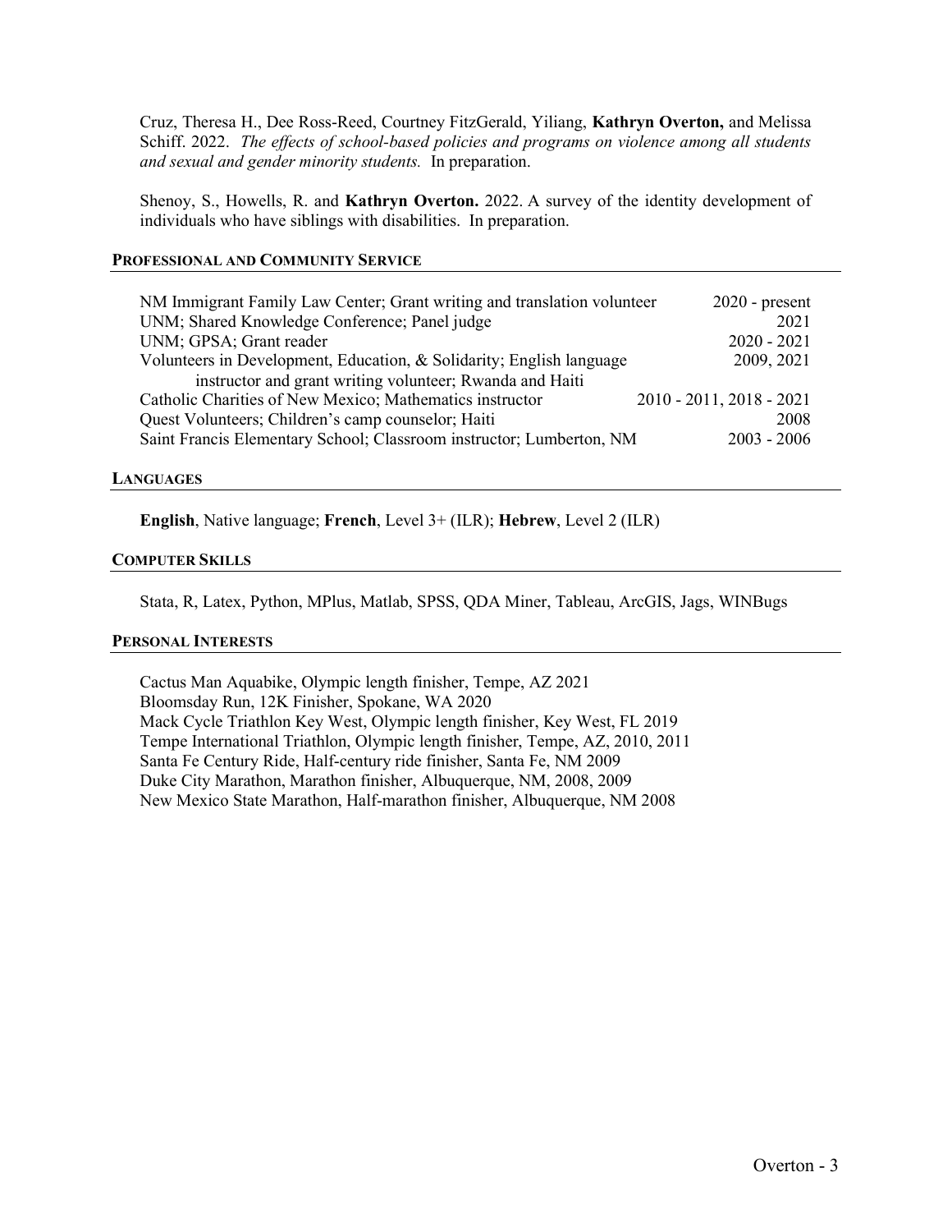Cruz, Theresa H., Dee Ross-Reed, Courtney FitzGerald, Yiliang, **Kathryn Overton,** and Melissa Schiff. 2022. *The effects of school-based policies and programs on violence among all students and sexual and gender minority students.* In preparation.

Shenoy, S., Howells, R. and **Kathryn Overton.** 2022. A survey of the identity development of individuals who have siblings with disabilities. In preparation.

## PROFESSIONAL AND COMMUNITY SERVICE

| | |
|---|---|
| NM Immigrant Family Law Center; Grant writing and translation volunteer | 2020 - present |
| UNM; Shared Knowledge Conference; Panel judge | 2021 |
| UNM; GPSA; Grant reader | 2020 - 2021 |
| Volunteers in Development, Education, & Solidarity; English language instructor and grant writing volunteer; Rwanda and Haiti | 2009, 2021 |
| Catholic Charities of New Mexico; Mathematics instructor | 2010 - 2011, 2018 - 2021 |
| Quest Volunteers; Children's camp counselor; Haiti | 2008 |
| Saint Francis Elementary School; Classroom instructor; Lumberton, NM | 2003 - 2006 |

## LANGUAGES

**English**, Native language; **French**, Level 3+ (ILR); **Hebrew**, Level 2 (ILR)

## COMPUTER SKILLS

Stata, R, Latex, Python, MPlus, Matlab, SPSS, QDA Miner, Tableau, ArcGIS, Jags, WINBugs

## PERSONAL INTERESTS

Cactus Man Aquabike, Olympic length finisher, Tempe, AZ 2021
Bloomsday Run, 12K Finisher, Spokane, WA 2020
Mack Cycle Triathlon Key West, Olympic length finisher, Key West, FL 2019
Tempe International Triathlon, Olympic length finisher, Tempe, AZ, 2010, 2011
Santa Fe Century Ride, Half-century ride finisher, Santa Fe, NM 2009
Duke City Marathon, Marathon finisher, Albuquerque, NM, 2008, 2009
New Mexico State Marathon, Half-marathon finisher, Albuquerque, NM 2008